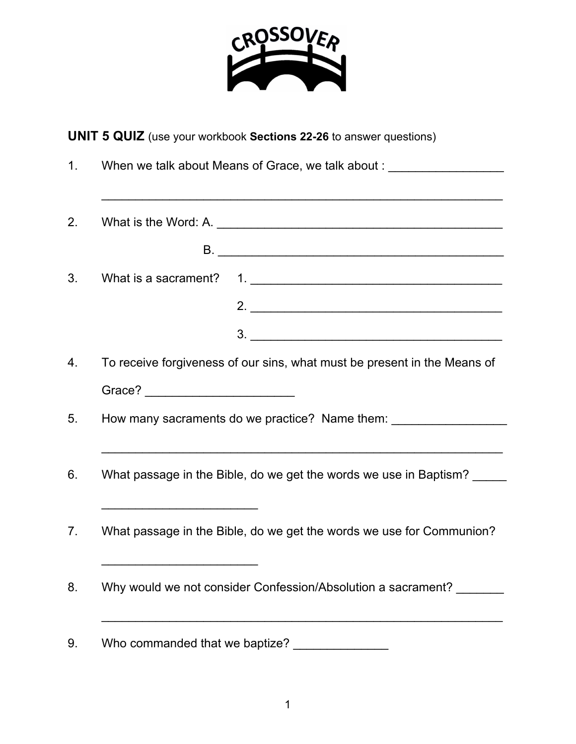CROSSOVER

**UNIT 5 QUIZ** (use your workbook **Sections 22-26** to answer questions)

1. When we talk about Means of Grace, we talk about : _________________

   ___________________________________________________________

2. What is the Word: A. ____________________________________________

   B. ____________________________________________

3. What is a sacrament? 1. _______________________________________

   2. _______________________________________

   3. _______________________________________

4. To receive forgiveness of our sins, what must be present in the Means of Grace? ______________________

5. How many sacraments do we practice? Name them: _________________

   ___________________________________________________________

6. What passage in the Bible, do we get the words we use in Baptism? _____

   _______________________

7. What passage in the Bible, do we get the words we use for Communion?

   _______________________

8. Why would we not consider Confession/Absolution a sacrament? _______

   ___________________________________________________________

9. Who commanded that we baptize? ______________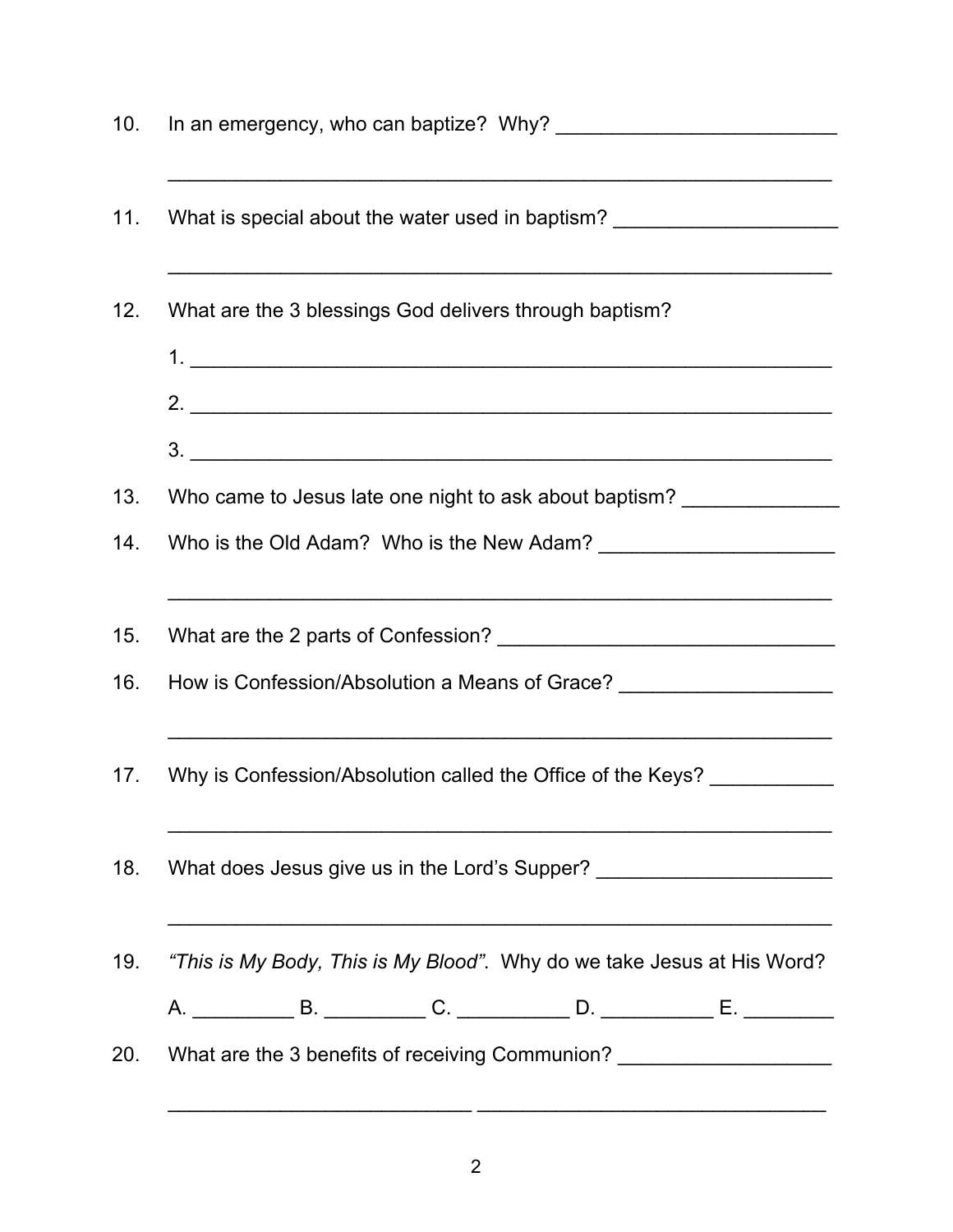10. In an emergency, who can baptize? Why? _________________________

    ____________________________________________________________

11. What is special about the water used in baptism? ____________________

    ____________________________________________________________

12. What are the 3 blessings God delivers through baptism?

    1. ___________________________________________________________

    2. ___________________________________________________________

    3. ___________________________________________________________

13. Who came to Jesus late one night to ask about baptism? ______________

14. Who is the Old Adam? Who is the New Adam? _____________________

    ____________________________________________________________

15. What are the 2 parts of Confession? ______________________________

16. How is Confession/Absolution a Means of Grace? __________________

    ____________________________________________________________

17. Why is Confession/Absolution called the Office of the Keys? ___________

    ____________________________________________________________

18. What does Jesus give us in the Lord's Supper? _____________________

    ____________________________________________________________

19. *"This is My Body, This is My Blood"*. Why do we take Jesus at His Word?

    A. _________ B. _________ C. __________ D. __________ E. ________

20. What are the 3 benefits of receiving Communion? ___________________

    ___________________________ _______________________________